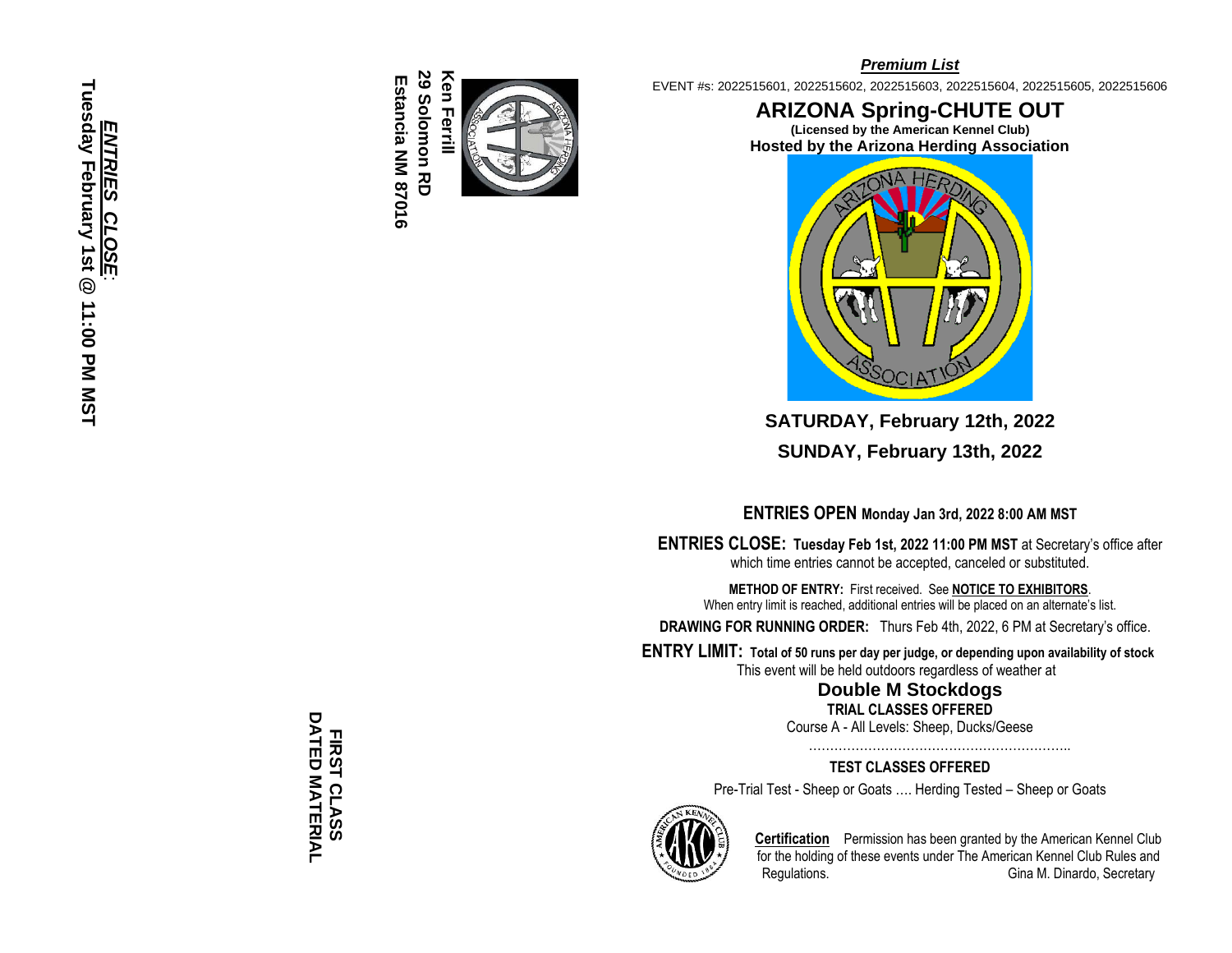***ENTRIES CLOSE*:**
**Tuesday February 1st @ 11:00 PM MST**

**Ken Ferrill**
**29 Solomon RD**
**Estancia NM 87016**

**FIRST CLASS**
**DATED MATERIAL**

***Premium List***

EVENT #s: 2022515601, 2022515602, 2022515603, 2022515604, 2022515605, 2022515606

# ARIZONA Spring-CHUTE OUT

**(Licensed by the American Kennel Club)**

**Hosted by the Arizona Herding Association**

**SATURDAY, February 12th, 2022**

**SUNDAY, February 13th, 2022**

**ENTRIES OPEN Monday Jan 3rd, 2022 8:00 AM MST**

**ENTRIES CLOSE: Tuesday Feb 1st, 2022 11:00 PM MST** at Secretary's office after which time entries cannot be accepted, canceled or substituted.

**METHOD OF ENTRY:** First received. See **NOTICE TO EXHIBITORS**.
When entry limit is reached, additional entries will be placed on an alternate's list.

**DRAWING FOR RUNNING ORDER:** Thurs Feb 4th, 2022, 6 PM at Secretary's office.

**ENTRY LIMIT: Total of 50 runs per day per judge, or depending upon availability of stock**

This event will be held outdoors regardless of weather at

**Double M Stockdogs**

**TRIAL CLASSES OFFERED**

Course A - All Levels: Sheep, Ducks/Geese

……………………………………………………..

**TEST CLASSES OFFERED**

Pre-Trial Test - Sheep or Goats …. Herding Tested – Sheep or Goats

**Certification** Permission has been granted by the American Kennel Club for the holding of these events under The American Kennel Club Rules and Regulations. Gina M. Dinardo, Secretary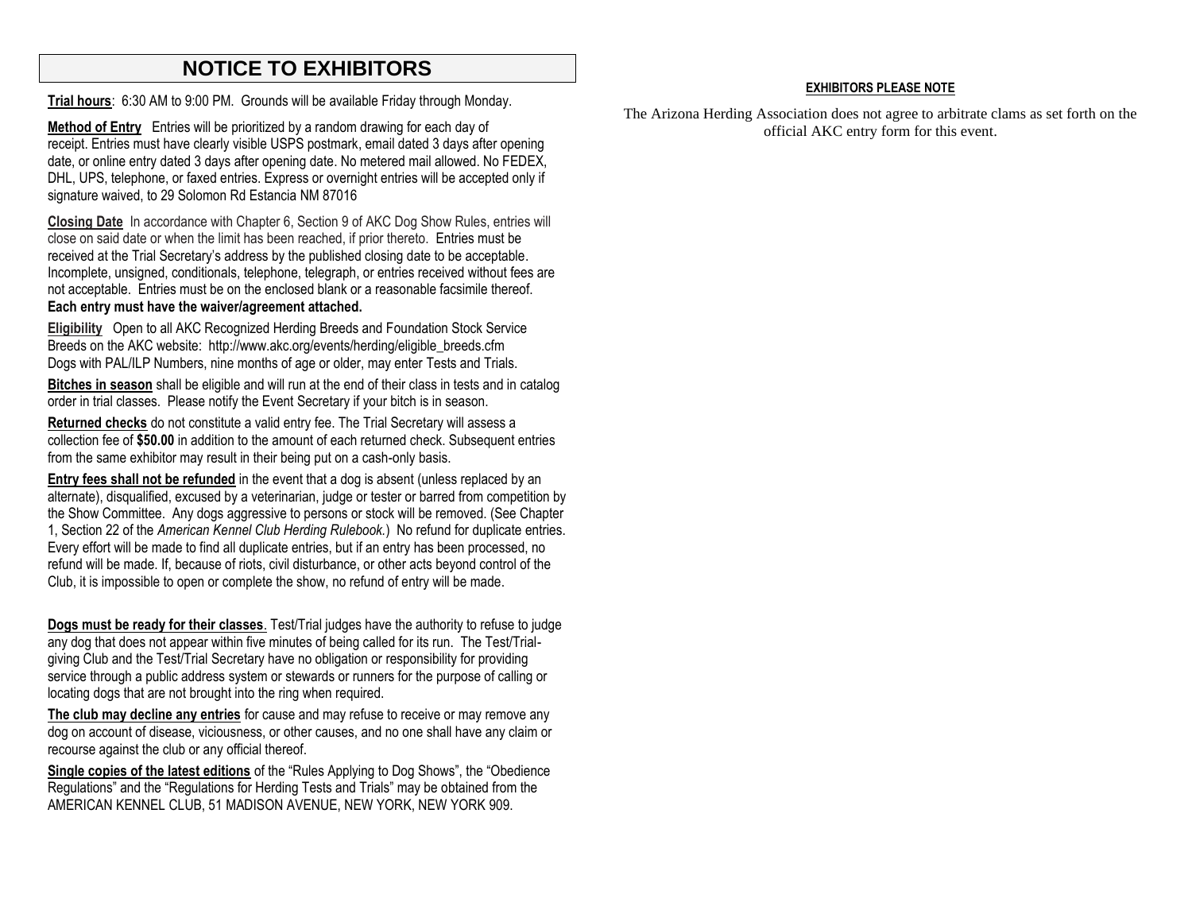# NOTICE TO EXHIBITORS

**Trial hours**: 6:30 AM to 9:00 PM. Grounds will be available Friday through Monday.

**Method of Entry** Entries will be prioritized by a random drawing for each day of receipt. Entries must have clearly visible USPS postmark, email dated 3 days after opening date, or online entry dated 3 days after opening date. No metered mail allowed. No FEDEX, DHL, UPS, telephone, or faxed entries. Express or overnight entries will be accepted only if signature waived, to 29 Solomon Rd Estancia NM 87016

**Closing Date** In accordance with Chapter 6, Section 9 of AKC Dog Show Rules, entries will close on said date or when the limit has been reached, if prior thereto. Entries must be received at the Trial Secretary's address by the published closing date to be acceptable. Incomplete, unsigned, conditionals, telephone, telegraph, or entries received without fees are not acceptable. Entries must be on the enclosed blank or a reasonable facsimile thereof. **Each entry must have the waiver/agreement attached.**

**Eligibility** Open to all AKC Recognized Herding Breeds and Foundation Stock Service Breeds on the AKC website: http://www.akc.org/events/herding/eligible_breeds.cfm Dogs with PAL/ILP Numbers, nine months of age or older, may enter Tests and Trials.

**Bitches in season** shall be eligible and will run at the end of their class in tests and in catalog order in trial classes. Please notify the Event Secretary if your bitch is in season.

**Returned checks** do not constitute a valid entry fee. The Trial Secretary will assess a collection fee of **$50.00** in addition to the amount of each returned check. Subsequent entries from the same exhibitor may result in their being put on a cash-only basis.

**Entry fees shall not be refunded** in the event that a dog is absent (unless replaced by an alternate), disqualified, excused by a veterinarian, judge or tester or barred from competition by the Show Committee. Any dogs aggressive to persons or stock will be removed. (See Chapter 1, Section 22 of the *American Kennel Club Herding Rulebook.*) No refund for duplicate entries. Every effort will be made to find all duplicate entries, but if an entry has been processed, no refund will be made. If, because of riots, civil disturbance, or other acts beyond control of the Club, it is impossible to open or complete the show, no refund of entry will be made.

**Dogs must be ready for their classes**. Test/Trial judges have the authority to refuse to judge any dog that does not appear within five minutes of being called for its run. The Test/Trial-giving Club and the Test/Trial Secretary have no obligation or responsibility for providing service through a public address system or stewards or runners for the purpose of calling or locating dogs that are not brought into the ring when required.

**The club may decline any entries** for cause and may refuse to receive or may remove any dog on account of disease, viciousness, or other causes, and no one shall have any claim or recourse against the club or any official thereof.

**Single copies of the latest editions** of the "Rules Applying to Dog Shows", the "Obedience Regulations" and the "Regulations for Herding Tests and Trials" may be obtained from the AMERICAN KENNEL CLUB, 51 MADISON AVENUE, NEW YORK, NEW YORK 909.

**EXHIBITORS PLEASE NOTE**

The Arizona Herding Association does not agree to arbitrate clams as set forth on the official AKC entry form for this event.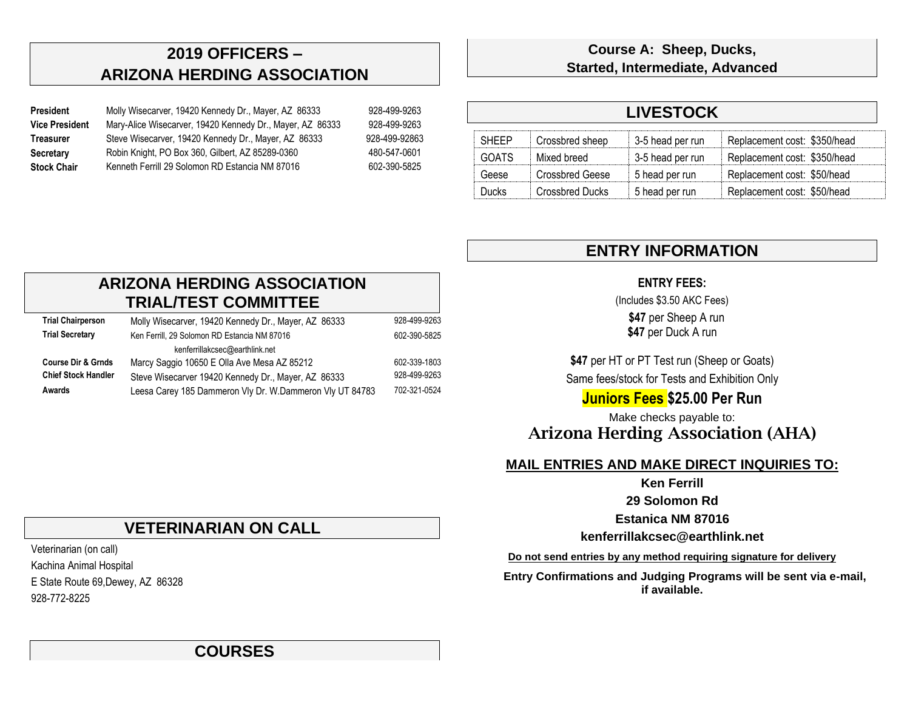## 2019 OFFICERS – ARIZONA HERDING ASSOCIATION

| | | |
|---|---|---|
| **President** | Molly Wisecarver, 19420 Kennedy Dr., Mayer, AZ 86333 | 928-499-9263 |
| **Vice President** | Mary-Alice Wisecarver, 19420 Kennedy Dr., Mayer, AZ 86333 | 928-499-9263 |
| **Treasurer** | Steve Wisecarver, 19420 Kennedy Dr., Mayer, AZ 86333 | 928-499-92863 |
| **Secretary** | Robin Knight, PO Box 360, Gilbert, AZ 85289-0360 | 480-547-0601 |
| **Stock Chair** | Kenneth Ferrill 29 Solomon RD Estancia NM 87016 | 602-390-5825 |

## ARIZONA HERDING ASSOCIATION TRIAL/TEST COMMITTEE

| | | |
|---|---|---|
| **Trial Chairperson** | Molly Wisecarver, 19420 Kennedy Dr., Mayer, AZ 86333 | 928-499-9263 |
| **Trial Secretary** | Ken Ferrill, 29 Solomon RD Estancia NM 87016<br>kenferrillakcsec@earthlink.net | 602-390-5825 |
| **Course Dir & Grnds** | Marcy Saggio 10650 E Olla Ave Mesa AZ 85212 | 602-339-1803 |
| **Chief Stock Handler** | Steve Wisecarver 19420 Kennedy Dr., Mayer, AZ 86333 | 928-499-9263 |
| **Awards** | Leesa Carey 185 Dammeron Vly Dr. W.Dammeron Vly UT 84783 | 702-321-0524 |

## VETERINARIAN ON CALL

Veterinarian (on call)
Kachina Animal Hospital
E State Route 69,Dewey, AZ 86328
928-772-8225

## COURSES

## Course A: Sheep, Ducks, Started, Intermediate, Advanced

## LIVESTOCK

| | | | |
|---|---|---|---|
| SHEEP | Crossbred sheep | 3-5 head per run | Replacement cost: $350/head |
| GOATS | Mixed breed | 3-5 head per run | Replacement cost: $350/head |
| Geese | Crossbred Geese | 5 head per run | Replacement cost: $50/head |
| Ducks | Crossbred Ducks | 5 head per run | Replacement cost: $50/head |

## ENTRY INFORMATION

**ENTRY FEES:**

(Includes $3.50 AKC Fees)

**$47** per Sheep A run
**$47** per Duck A run

**$47** per HT or PT Test run (Sheep or Goats)

Same fees/stock for Tests and Exhibition Only

**Juniors Fees $25.00 Per Run**

Make checks payable to:
**Arizona Herding Association (AHA)**

**MAIL ENTRIES AND MAKE DIRECT INQUIRIES TO:**

**Ken Ferrill**
**29 Solomon Rd**
**Estanica NM 87016**
**kenferrillakcsec@earthlink.net**

**Do not send entries by any method requiring signature for delivery**

**Entry Confirmations and Judging Programs will be sent via e-mail, if available.**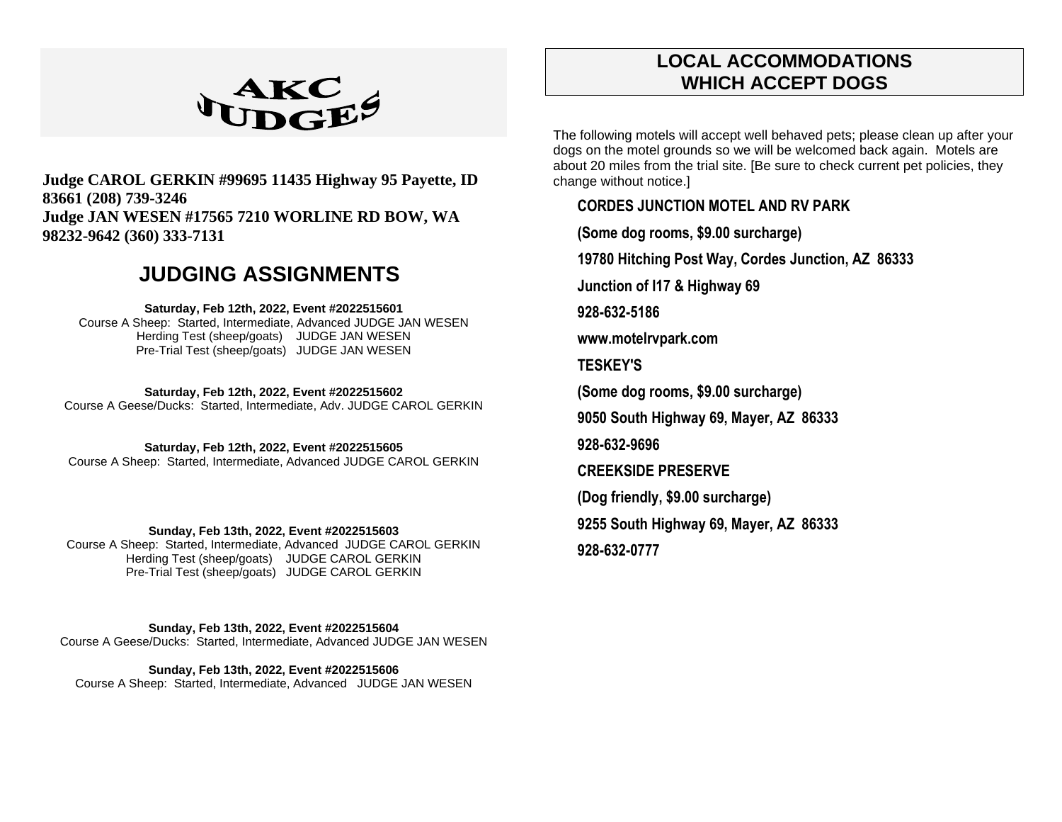# AKC JUDGES

**Judge CAROL GERKIN #99695 11435 Highway 95 Payette, ID 83661 (208) 739-3246**
**Judge JAN WESEN #17565 7210 WORLINE RD BOW, WA 98232-9642 (360) 333-7131**

## JUDGING ASSIGNMENTS

**Saturday, Feb 12th, 2022, Event #2022515601**
Course A Sheep: Started, Intermediate, Advanced JUDGE JAN WESEN
Herding Test (sheep/goats) JUDGE JAN WESEN
Pre-Trial Test (sheep/goats) JUDGE JAN WESEN

**Saturday, Feb 12th, 2022, Event #2022515602**
Course A Geese/Ducks: Started, Intermediate, Adv. JUDGE CAROL GERKIN

**Saturday, Feb 12th, 2022, Event #2022515605**
Course A Sheep: Started, Intermediate, Advanced JUDGE CAROL GERKIN

**Sunday, Feb 13th, 2022, Event #2022515603**
Course A Sheep: Started, Intermediate, Advanced JUDGE CAROL GERKIN
Herding Test (sheep/goats) JUDGE CAROL GERKIN
Pre-Trial Test (sheep/goats) JUDGE CAROL GERKIN

**Sunday, Feb 13th, 2022, Event #2022515604**
Course A Geese/Ducks: Started, Intermediate, Advanced JUDGE JAN WESEN

**Sunday, Feb 13th, 2022, Event #2022515606**
Course A Sheep: Started, Intermediate, Advanced JUDGE JAN WESEN

## LOCAL ACCOMMODATIONS WHICH ACCEPT DOGS

The following motels will accept well behaved pets; please clean up after your dogs on the motel grounds so we will be welcomed back again. Motels are about 20 miles from the trial site. [Be sure to check current pet policies, they change without notice.]

**CORDES JUNCTION MOTEL AND RV PARK**

**(Some dog rooms, $9.00 surcharge)**

**19780 Hitching Post Way, Cordes Junction, AZ 86333**

**Junction of I17 & Highway 69**

**928-632-5186**

**www.motelrvpark.com**

**TESKEY'S**

**(Some dog rooms, $9.00 surcharge)**

**9050 South Highway 69, Mayer, AZ 86333**

**928-632-9696**

**CREEKSIDE PRESERVE**

**(Dog friendly, $9.00 surcharge)**

**9255 South Highway 69, Mayer, AZ 86333**

**928-632-0777**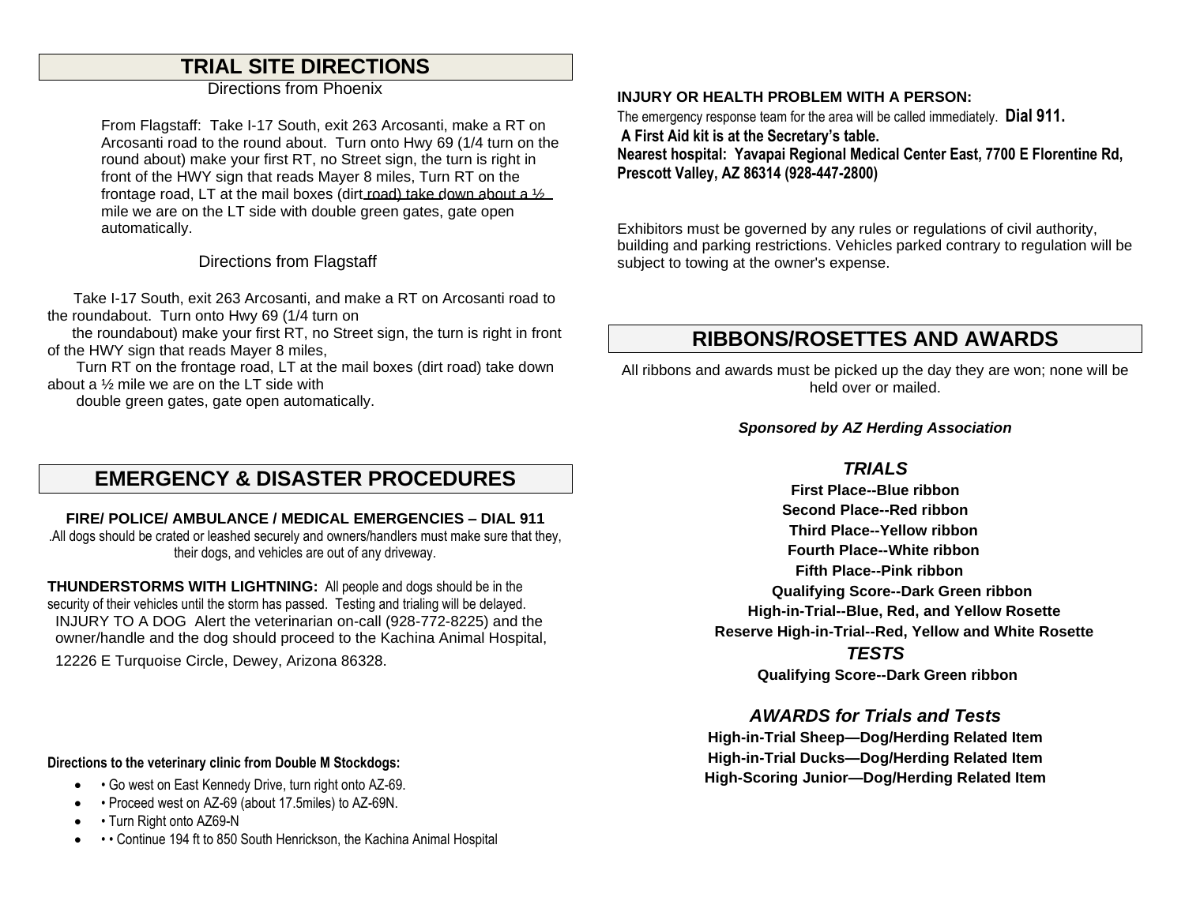## TRIAL SITE DIRECTIONS

Directions from Phoenix

From Flagstaff: Take I-17 South, exit 263 Arcosanti, make a RT on Arcosanti road to the round about. Turn onto Hwy 69 (1/4 turn on the round about) make your first RT, no Street sign, the turn is right in front of the HWY sign that reads Mayer 8 miles, Turn RT on the frontage road, LT at the mail boxes (dirt road) take down about a ½ mile we are on the LT side with double green gates, gate open automatically.

Directions from Flagstaff

Take I-17 South, exit 263 Arcosanti, and make a RT on Arcosanti road to the roundabout. Turn onto Hwy 69 (1/4 turn on the roundabout) make your first RT, no Street sign, the turn is right in front of the HWY sign that reads Mayer 8 miles,
Turn RT on the frontage road, LT at the mail boxes (dirt road) take down about a ½ mile we are on the LT side with double green gates, gate open automatically.

## EMERGENCY & DISASTER PROCEDURES

**FIRE/ POLICE/ AMBULANCE / MEDICAL EMERGENCIES – DIAL 911**
.All dogs should be crated or leashed securely and owners/handlers must make sure that they, their dogs, and vehicles are out of any driveway.

**THUNDERSTORMS WITH LIGHTNING:** All people and dogs should be in the security of their vehicles until the storm has passed. Testing and trialing will be delayed.
INJURY TO A DOG Alert the veterinarian on-call (928-772-8225) and the owner/handle and the dog should proceed to the Kachina Animal Hospital,
12226 E Turquoise Circle, Dewey, Arizona 86328.

**Directions to the veterinary clinic from Double M Stockdogs:**

- • Go west on East Kennedy Drive, turn right onto AZ-69.
- • Proceed west on AZ-69 (about 17.5miles) to AZ-69N.
- • Turn Right onto AZ69-N
- • • Continue 194 ft to 850 South Henrickson, the Kachina Animal Hospital

**INJURY OR HEALTH PROBLEM WITH A PERSON:**
The emergency response team for the area will be called immediately. **Dial 911.**
**A First Aid kit is at the Secretary's table.**
**Nearest hospital: Yavapai Regional Medical Center East, 7700 E Florentine Rd, Prescott Valley, AZ 86314 (928-447-2800)**

Exhibitors must be governed by any rules or regulations of civil authority, building and parking restrictions. Vehicles parked contrary to regulation will be subject to towing at the owner's expense.

## RIBBONS/ROSETTES AND AWARDS

All ribbons and awards must be picked up the day they are won; none will be held over or mailed.

***Sponsored by AZ Herding Association***

### *TRIALS*

**First Place--Blue ribbon**
**Second Place--Red ribbon**
**Third Place--Yellow ribbon**
**Fourth Place--White ribbon**
**Fifth Place--Pink ribbon**
**Qualifying Score--Dark Green ribbon**
**High-in-Trial--Blue, Red, and Yellow Rosette**
**Reserve High-in-Trial--Red, Yellow and White Rosette**

### *TESTS*

**Qualifying Score--Dark Green ribbon**

### *AWARDS for Trials and Tests*

**High-in-Trial Sheep—Dog/Herding Related Item**
**High-in-Trial Ducks—Dog/Herding Related Item**
**High-Scoring Junior—Dog/Herding Related Item**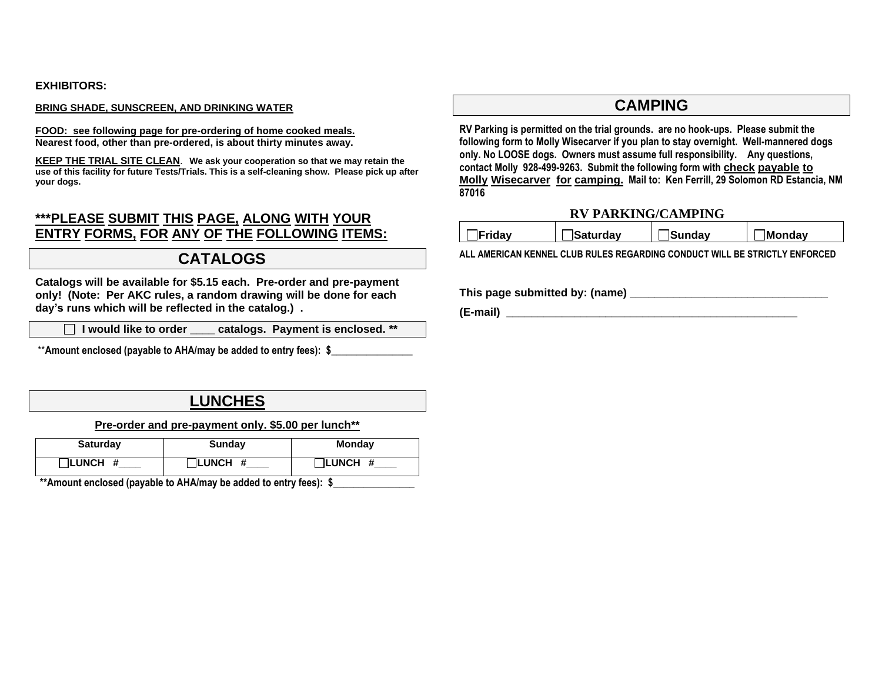**EXHIBITORS:**

**BRING SHADE, SUNSCREEN, AND DRINKING WATER**

**FOOD: see following page for pre-ordering of home cooked meals.**
**Nearest food, other than pre-ordered, is about thirty minutes away.**

**KEEP THE TRIAL SITE CLEAN**. **We ask your cooperation so that we may retain the use of this facility for future Tests/Trials. This is a self-cleaning show. Please pick up after your dogs.**

## ***PLEASE SUBMIT THIS PAGE, ALONG WITH YOUR ENTRY FORMS, FOR ANY OF THE FOLLOWING ITEMS:

## CATALOGS

**Catalogs will be available for $5.15 each. Pre-order and pre-payment only! (Note: Per AKC rules, a random drawing will be done for each day's runs which will be reflected in the catalog.) .**

☐ **I would like to order ____ catalogs. Payment is enclosed. ****

****Amount enclosed (payable to AHA/may be added to entry fees): $_______________**

## LUNCHES

**Pre-order and pre-payment only. $5.00 per lunch****

| Saturday | Sunday | Monday |
|---|---|---|
| ☐LUNCH #____ | ☐LUNCH #____ | ☐LUNCH #____ |

****Amount enclosed (payable to AHA/may be added to entry fees): $_______________**

## CAMPING

**RV Parking is permitted on the trial grounds. are no hook-ups. Please submit the following form to Molly Wisecarver if you plan to stay overnight. Well-mannered dogs only. No LOOSE dogs. Owners must assume full responsibility. Any questions, contact Molly 928-499-9263. Submit the following form with check payable to Molly Wisecarver for camping. Mail to: Ken Ferrill, 29 Solomon RD Estancia, NM 87016**

### RV PARKING/CAMPING

| ☐Friday | ☐Saturday | ☐Sunday | ☐Monday |
|---|---|---|---|

**ALL AMERICAN KENNEL CLUB RULES REGARDING CONDUCT WILL BE STRICTLY ENFORCED**

**This page submitted by: (name) _______________________________**

**(E-mail) ______________________________________________**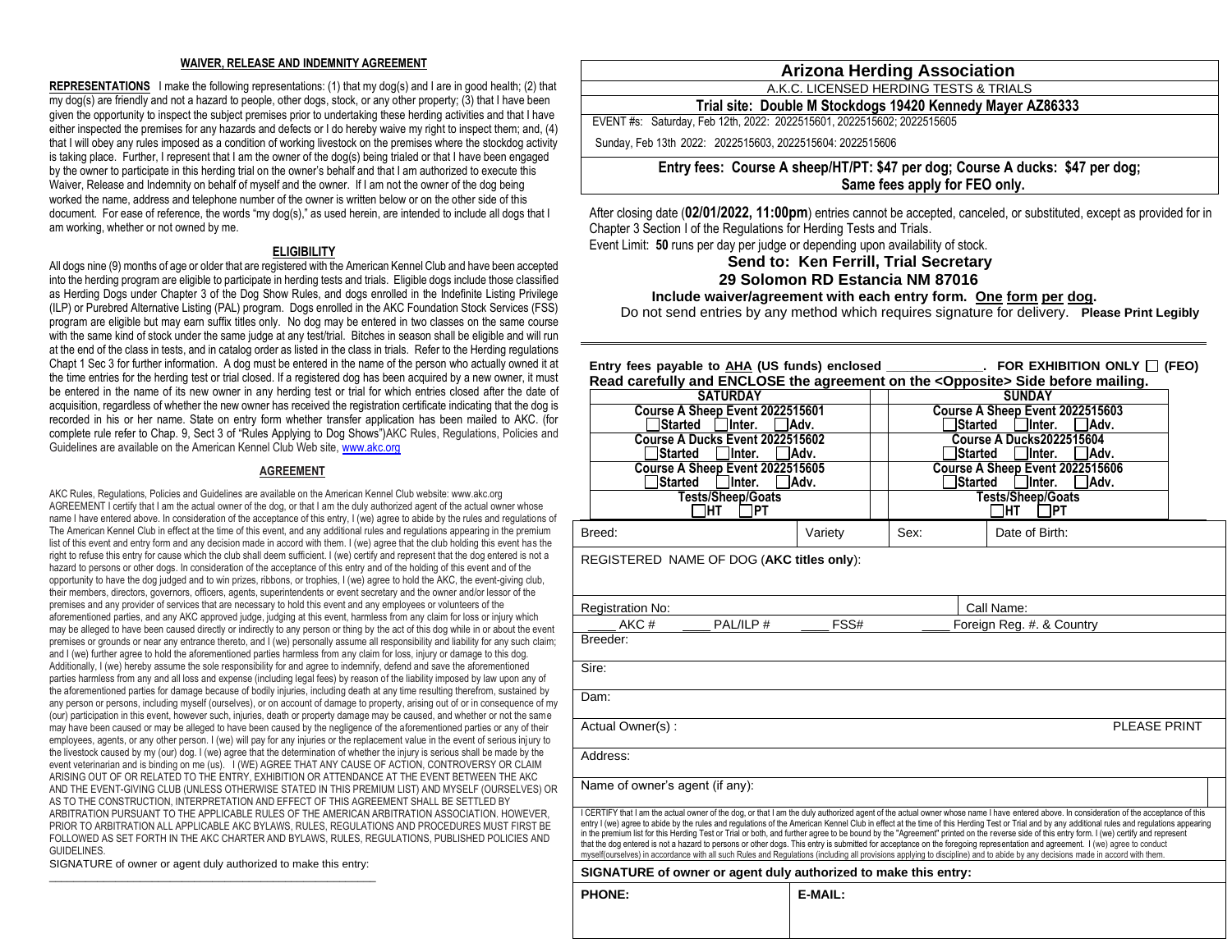## WAIVER, RELEASE AND INDEMNITY AGREEMENT

**REPRESENTATIONS** I make the following representations: (1) that my dog(s) and I are in good health; (2) that my dog(s) are friendly and not a hazard to people, other dogs, stock, or any other property; (3) that I have been given the opportunity to inspect the subject premises prior to undertaking these herding activities and that I have either inspected the premises for any hazards and defects or I do hereby waive my right to inspect them; and, (4) that I will obey any rules imposed as a condition of working livestock on the premises where the stockdog activity is taking place. Further, I represent that I am the owner of the dog(s) being trialed or that I have been engaged by the owner to participate in this herding trial on the owner's behalf and that I am authorized to execute this Waiver, Release and Indemnity on behalf of myself and the owner. If I am not the owner of the dog being worked the name, address and telephone number of the owner is written below or on the other side of this document. For ease of reference, the words "my dog(s)," as used herein, are intended to include all dogs that I am working, whether or not owned by me.

### ELIGIBILITY

All dogs nine (9) months of age or older that are registered with the American Kennel Club and have been accepted into the herding program are eligible to participate in herding tests and trials. Eligible dogs include those classified as Herding Dogs under Chapter 3 of the Dog Show Rules, and dogs enrolled in the Indefinite Listing Privilege (ILP) or Purebred Alternative Listing (PAL) program. Dogs enrolled in the AKC Foundation Stock Services (FSS) program are eligible but may earn suffix titles only. No dog may be entered in two classes on the same course with the same kind of stock under the same judge at any test/trial. Bitches in season shall be eligible and will run at the end of the class in tests, and in catalog order as listed in the class in trials. Refer to the Herding regulations Chapt 1 Sec 3 for further information. A dog must be entered in the name of the person who actually owned it at the time entries for the herding test or trial closed. If a registered dog has been acquired by a new owner, it must be entered in the name of its new owner in any herding test or trial for which entries closed after the date of acquisition, regardless of whether the new owner has received the registration certificate indicating that the dog is recorded in his or her name. State on entry form whether transfer application has been mailed to AKC. (for complete rule refer to Chap. 9, Sect 3 of "Rules Applying to Dog Shows")AKC Rules, Regulations, Policies and Guidelines are available on the American Kennel Club Web site, www.akc.org

### AGREEMENT

AKC Rules, Regulations, Policies and Guidelines are available on the American Kennel Club website: www.akc.org
AGREEMENT I certify that I am the actual owner of the dog, or that I am the duly authorized agent of the actual owner whose name I have entered above. In consideration of the acceptance of this entry, I (we) agree to abide by the rules and regulations of The American Kennel Club in effect at the time of this event, and any additional rules and regulations appearing in the premium list of this event and entry form and any decision made in accord with them. I (we) agree that the club holding this event has the right to refuse this entry for cause which the club shall deem sufficient. I (we) certify and represent that the dog entered is not a hazard to persons or other dogs. In consideration of the acceptance of this entry and of the holding of this event and of the opportunity to have the dog judged and to win prizes, ribbons, or trophies, I (we) agree to hold the AKC, the event-giving club, their members, directors, governors, officers, agents, superintendents or event secretary and the owner and/or lessor of the premises and any provider of services that are necessary to hold this event and any employees or volunteers of the aforementioned parties, and any AKC approved judge, judging at this event, harmless from any claim for loss or injury which may be alleged to have been caused directly or indirectly to any person or thing by the act of this dog while in or about the event premises or grounds or near any entrance thereto, and I (we) personally assume all responsibility and liability for any such claim; and I (we) further agree to hold the aforementioned parties harmless from any claim for loss, injury or damage to this dog. Additionally, I (we) hereby assume the sole responsibility for and agree to indemnify, defend and save the aforementioned parties harmless from any and all loss and expense (including legal fees) by reason of the liability imposed by law upon any of the aforementioned parties for damage because of bodily injuries, including death at any time resulting therefrom, sustained by any person or persons, including myself (ourselves), or on account of damage to property, arising out of or in consequence of my (our) participation in this event, however such, injuries, death or property damage may be caused, and whether or not the same may have been caused or may be alleged to have been caused by the negligence of the aforementioned parties or any of their employees, agents, or any other person. I (we) will pay for any injuries or the replacement value in the event of serious injury to the livestock caused by my (our) dog. I (we) agree that the determination of whether the injury is serious shall be made by the event veterinarian and is binding on me (us). I (WE) AGREE THAT ANY CAUSE OF ACTION, CONTROVERSY OR CLAIM ARISING OUT OF OR RELATED TO THE ENTRY, EXHIBITION OR ATTENDANCE AT THE EVENT BETWEEN THE AKC AND THE EVENT-GIVING CLUB (UNLESS OTHERWISE STATED IN THIS PREMIUM LIST) AND MYSELF (OURSELVES) OR AS TO THE CONSTRUCTION, INTERPRETATION AND EFFECT OF THIS AGREEMENT SHALL BE SETTLED BY ARBITRATION PURSUANT TO THE APPLICABLE RULES OF THE AMERICAN ARBITRATION ASSOCIATION. HOWEVER, PRIOR TO ARBITRATION ALL APPLICABLE AKC BYLAWS, RULES, REGULATIONS AND PROCEDURES MUST FIRST BE FOLLOWED AS SET FORTH IN THE AKC CHARTER AND BYLAWS, RULES, REGULATIONS, PUBLISHED POLICIES AND GUIDELINES.

SIGNATURE of owner or agent duly authorized to make this entry:

______________________________________________

# Arizona Herding Association

A.K.C. LICENSED HERDING TESTS & TRIALS

**Trial site: Double M Stockdogs 19420 Kennedy Mayer AZ86333**

EVENT #s: Saturday, Feb 12th, 2022: 2022515601, 2022515602; 2022515605

Sunday, Feb 13th 2022: 2022515603, 2022515604: 2022515606

**Entry fees: Course A sheep/HT/PT: $47 per dog; Course A ducks: $47 per dog; Same fees apply for FEO only.**

After closing date (**02/01/2022, 11:00pm**) entries cannot be accepted, canceled, or substituted, except as provided for in Chapter 3 Section I of the Regulations for Herding Tests and Trials.

Event Limit: **50** runs per day per judge or depending upon availability of stock.

**Send to: Ken Ferrill, Trial Secretary**
**29 Solomon RD Estancia NM 87016**

**Include waiver/agreement with each entry form. One form per dog.**

Do not send entries by any method which requires signature for delivery. **Please Print Legibly**

**Entry fees payable to AHA (US funds) enclosed ____________. FOR EXHIBITION ONLY ☐ (FEO)**
**Read carefully and ENCLOSE the agreement on the <Opposite> Side before mailing.**

| SATURDAY | SUNDAY |
|---|---|
| **Course A Sheep Event 2022515601** ☐Started ☐Inter. ☐Adv. | **Course A Sheep Event 2022515603** ☐Started ☐Inter. ☐Adv. |
| **Course A Ducks Event 2022515602** ☐Started ☐Inter. ☐Adv. | **Course A Ducks2022515604** ☐Started ☐Inter. ☐Adv. |
| **Course A Sheep Event 2022515605** ☐Started ☐Inter. ☐Adv. | **Course A Sheep Event 2022515606** ☐Started ☐Inter. ☐Adv. |
| **Tests/Sheep/Goats** ☐HT ☐PT | **Tests/Sheep/Goats** ☐HT ☐PT |

| Breed: | Variety | Sex: | Date of Birth: |
|---|---|---|---|

REGISTERED NAME OF DOG (**AKC titles only**):

Registration No: Call Name:

____ AKC # ____ PAL/ILP # ____ FSS# ____ Foreign Reg. #. & Country

Breeder:

Sire:

Dam:

Actual Owner(s) : PLEASE PRINT

Address:

Name of owner's agent (if any):

I CERTIFY that I am the actual owner of the dog, or that I am the duly authorized agent of the actual owner whose name I have entered above. In consideration of the acceptance of this entry I (we) agree to abide by the rules and regulations of the American Kennel Club in effect at the time of this Herding Test or Trial and by any additional rules and regulations appearing in the premium list for this Herding Test or Trial or both, and further agree to be bound by the "Agreement" printed on the reverse side of this entry form. I (we) certify and represent that the dog entered is not a hazard to persons or other dogs. This entry is submitted for acceptance on the foregoing representation and agreement. I (we) agree to conduct myself(ourselves) in accordance with all such Rules and Regulations (including all provisions applying to discipline) and to abide by any decisions made in accord with them.

**SIGNATURE of owner or agent duly authorized to make this entry:**

| **PHONE:** | **E-MAIL:** |
|---|---|